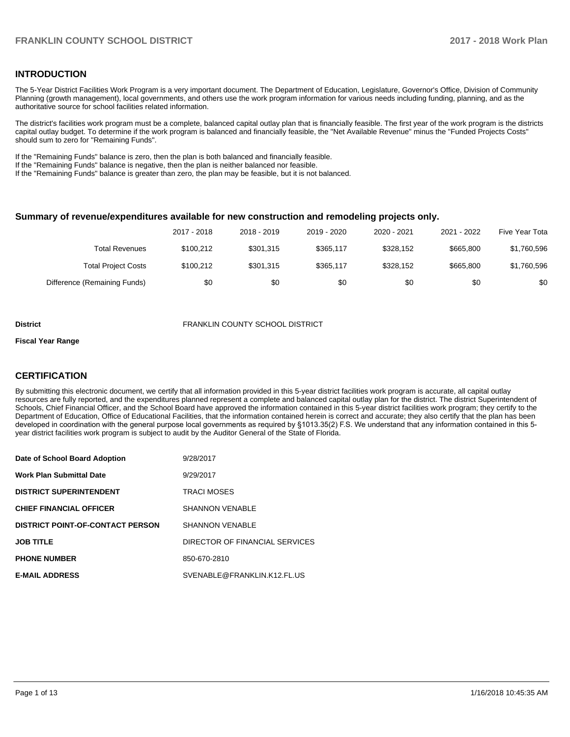## INTRODUCTION

The 5-Year District Facilities Work Program is a very important document. The Department of Education, Legislature, Governor's Office, Division of Community Planning (growth management), local governments, and others use the work program information for various needs including funding, planning, and as the authoritative source for school facilities related information.

The district's facilities work program must be a complete, balanced capital outlay plan that is financially feasible. The first year of the work program is the districts capital outlay budget. To determine if the work program is balanced and financially feasible, the "Net Available Revenue" minus the "Funded Projects Costs" should sum to zero for "Remaining Funds".

If the "Remaining Funds" balance is zero, then the plan is both balanced and financially feasible.
If the "Remaining Funds" balance is negative, then the plan is neither balanced nor feasible.
If the "Remaining Funds" balance is greater than zero, the plan may be feasible, but it is not balanced.

### Summary of revenue/expenditures available for new construction and remodeling projects only.

| | 2017 - 2018 | 2018 - 2019 | 2019 - 2020 | 2020 - 2021 | 2021 - 2022 | Five Year Tota |
|---|---|---|---|---|---|---|
| Total Revenues | $100,212 | $301,315 | $365,117 | $328,152 | $665,800 | $1,760,596 |
| Total Project Costs | $100,212 | $301,315 | $365,117 | $328,152 | $665,800 | $1,760,596 |
| Difference (Remaining Funds) | $0 | $0 | $0 | $0 | $0 | $0 |

**District** FRANKLIN COUNTY SCHOOL DISTRICT

**Fiscal Year Range**

## CERTIFICATION

By submitting this electronic document, we certify that all information provided in this 5-year district facilities work program is accurate, all capital outlay resources are fully reported, and the expenditures planned represent a complete and balanced capital outlay plan for the district. The district Superintendent of Schools, Chief Financial Officer, and the School Board have approved the information contained in this 5-year district facilities work program; they certify to the Department of Education, Office of Educational Facilities, that the information contained herein is correct and accurate; they also certify that the plan has been developed in coordination with the general purpose local governments as required by §1013.35(2) F.S. We understand that any information contained in this 5-year district facilities work program is subject to audit by the Auditor General of the State of Florida.

| | |
|---|---|
| **Date of School Board Adoption** | 9/28/2017 |
| **Work Plan Submittal Date** | 9/29/2017 |
| **DISTRICT SUPERINTENDENT** | TRACI MOSES |
| **CHIEF FINANCIAL OFFICER** | SHANNON VENABLE |
| **DISTRICT POINT-OF-CONTACT PERSON** | SHANNON VENABLE |
| **JOB TITLE** | DIRECTOR OF FINANCIAL SERVICES |
| **PHONE NUMBER** | 850-670-2810 |
| **E-MAIL ADDRESS** | SVENABLE@FRANKLIN.K12.FL.US |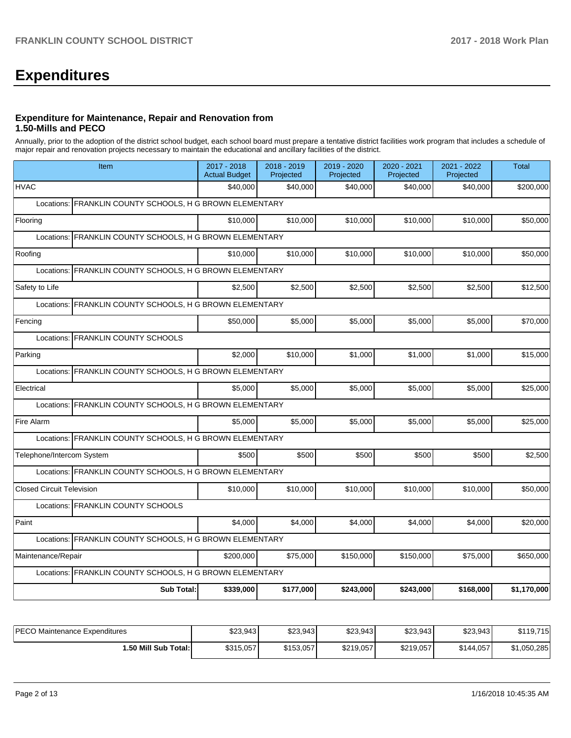# Expenditures

### Expenditure for Maintenance, Repair and Renovation from 1.50-Mills and PECO

Annually, prior to the adoption of the district school budget, each school board must prepare a tentative district facilities work program that includes a schedule of major repair and renovation projects necessary to maintain the educational and ancillary facilities of the district.

| Item | 2017 - 2018 Actual Budget | 2018 - 2019 Projected | 2019 - 2020 Projected | 2020 - 2021 Projected | 2021 - 2022 Projected | Total |
|---|---|---|---|---|---|---|
| HVAC | $40,000 | $40,000 | $40,000 | $40,000 | $40,000 | $200,000 |
| Locations: FRANKLIN COUNTY SCHOOLS, H G BROWN ELEMENTARY | | | | | | |
| Flooring | $10,000 | $10,000 | $10,000 | $10,000 | $10,000 | $50,000 |
| Locations: FRANKLIN COUNTY SCHOOLS, H G BROWN ELEMENTARY | | | | | | |
| Roofing | $10,000 | $10,000 | $10,000 | $10,000 | $10,000 | $50,000 |
| Locations: FRANKLIN COUNTY SCHOOLS, H G BROWN ELEMENTARY | | | | | | |
| Safety to Life | $2,500 | $2,500 | $2,500 | $2,500 | $2,500 | $12,500 |
| Locations: FRANKLIN COUNTY SCHOOLS, H G BROWN ELEMENTARY | | | | | | |
| Fencing | $50,000 | $5,000 | $5,000 | $5,000 | $5,000 | $70,000 |
| Locations: FRANKLIN COUNTY SCHOOLS | | | | | | |
| Parking | $2,000 | $10,000 | $1,000 | $1,000 | $1,000 | $15,000 |
| Locations: FRANKLIN COUNTY SCHOOLS, H G BROWN ELEMENTARY | | | | | | |
| Electrical | $5,000 | $5,000 | $5,000 | $5,000 | $5,000 | $25,000 |
| Locations: FRANKLIN COUNTY SCHOOLS, H G BROWN ELEMENTARY | | | | | | |
| Fire Alarm | $5,000 | $5,000 | $5,000 | $5,000 | $5,000 | $25,000 |
| Locations: FRANKLIN COUNTY SCHOOLS, H G BROWN ELEMENTARY | | | | | | |
| Telephone/Intercom System | $500 | $500 | $500 | $500 | $500 | $2,500 |
| Locations: FRANKLIN COUNTY SCHOOLS, H G BROWN ELEMENTARY | | | | | | |
| Closed Circuit Television | $10,000 | $10,000 | $10,000 | $10,000 | $10,000 | $50,000 |
| Locations: FRANKLIN COUNTY SCHOOLS | | | | | | |
| Paint | $4,000 | $4,000 | $4,000 | $4,000 | $4,000 | $20,000 |
| Locations: FRANKLIN COUNTY SCHOOLS, H G BROWN ELEMENTARY | | | | | | |
| Maintenance/Repair | $200,000 | $75,000 | $150,000 | $150,000 | $75,000 | $650,000 |
| Locations: FRANKLIN COUNTY SCHOOLS, H G BROWN ELEMENTARY | | | | | | |
| **Sub Total:** | **$339,000** | **$177,000** | **$243,000** | **$243,000** | **$168,000** | **$1,170,000** |

| | | | | | | |
|---|---|---|---|---|---|---|
| PECO Maintenance Expenditures | $23,943 | $23,943 | $23,943 | $23,943 | $23,943 | $119,715 |
| **1.50 Mill Sub Total:** | $315,057 | $153,057 | $219,057 | $219,057 | $144,057 | $1,050,285 |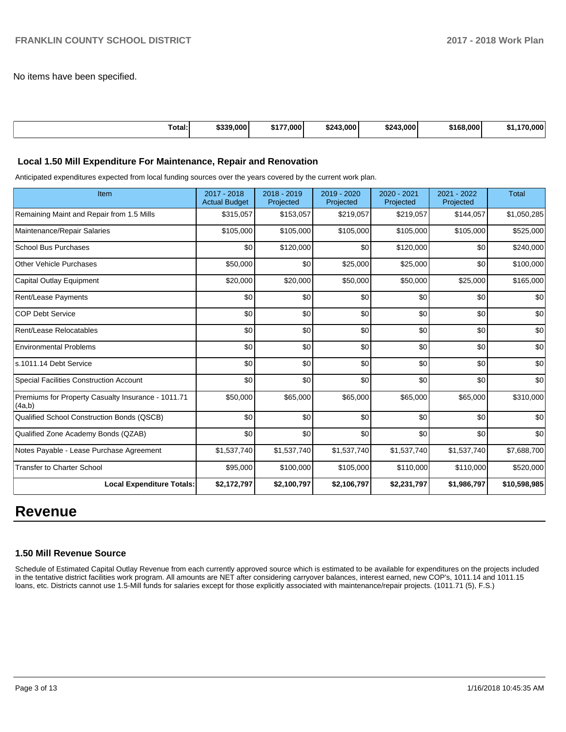No items have been specified.

| | | | | | | |
|---|---|---|---|---|---|---|
| **Total:** | **$339,000** | **$177,000** | **$243,000** | **$243,000** | **$168,000** | **$1,170,000** |

### Local 1.50 Mill Expenditure For Maintenance, Repair and Renovation

Anticipated expenditures expected from local funding sources over the years covered by the current work plan.

| Item | 2017 - 2018 Actual Budget | 2018 - 2019 Projected | 2019 - 2020 Projected | 2020 - 2021 Projected | 2021 - 2022 Projected | Total |
|---|---|---|---|---|---|---|
| Remaining Maint and Repair from 1.5 Mills | $315,057 | $153,057 | $219,057 | $219,057 | $144,057 | $1,050,285 |
| Maintenance/Repair Salaries | $105,000 | $105,000 | $105,000 | $105,000 | $105,000 | $525,000 |
| School Bus Purchases | $0 | $120,000 | $0 | $120,000 | $0 | $240,000 |
| Other Vehicle Purchases | $50,000 | $0 | $25,000 | $25,000 | $0 | $100,000 |
| Capital Outlay Equipment | $20,000 | $20,000 | $50,000 | $50,000 | $25,000 | $165,000 |
| Rent/Lease Payments | $0 | $0 | $0 | $0 | $0 | $0 |
| COP Debt Service | $0 | $0 | $0 | $0 | $0 | $0 |
| Rent/Lease Relocatables | $0 | $0 | $0 | $0 | $0 | $0 |
| Environmental Problems | $0 | $0 | $0 | $0 | $0 | $0 |
| s.1011.14 Debt Service | $0 | $0 | $0 | $0 | $0 | $0 |
| Special Facilities Construction Account | $0 | $0 | $0 | $0 | $0 | $0 |
| Premiums for Property Casualty Insurance - 1011.71 (4a,b) | $50,000 | $65,000 | $65,000 | $65,000 | $65,000 | $310,000 |
| Qualified School Construction Bonds (QSCB) | $0 | $0 | $0 | $0 | $0 | $0 |
| Qualified Zone Academy Bonds (QZAB) | $0 | $0 | $0 | $0 | $0 | $0 |
| Notes Payable - Lease Purchase Agreement | $1,537,740 | $1,537,740 | $1,537,740 | $1,537,740 | $1,537,740 | $7,688,700 |
| Transfer to Charter School | $95,000 | $100,000 | $105,000 | $110,000 | $110,000 | $520,000 |
| **Local Expenditure Totals:** | **$2,172,797** | **$2,100,797** | **$2,106,797** | **$2,231,797** | **$1,986,797** | **$10,598,985** |

# Revenue

### 1.50 Mill Revenue Source

Schedule of Estimated Capital Outlay Revenue from each currently approved source which is estimated to be available for expenditures on the projects included in the tentative district facilities work program. All amounts are NET after considering carryover balances, interest earned, new COP's, 1011.14 and 1011.15 loans, etc. Districts cannot use 1.5-Mill funds for salaries except for those explicitly associated with maintenance/repair projects. (1011.71 (5), F.S.)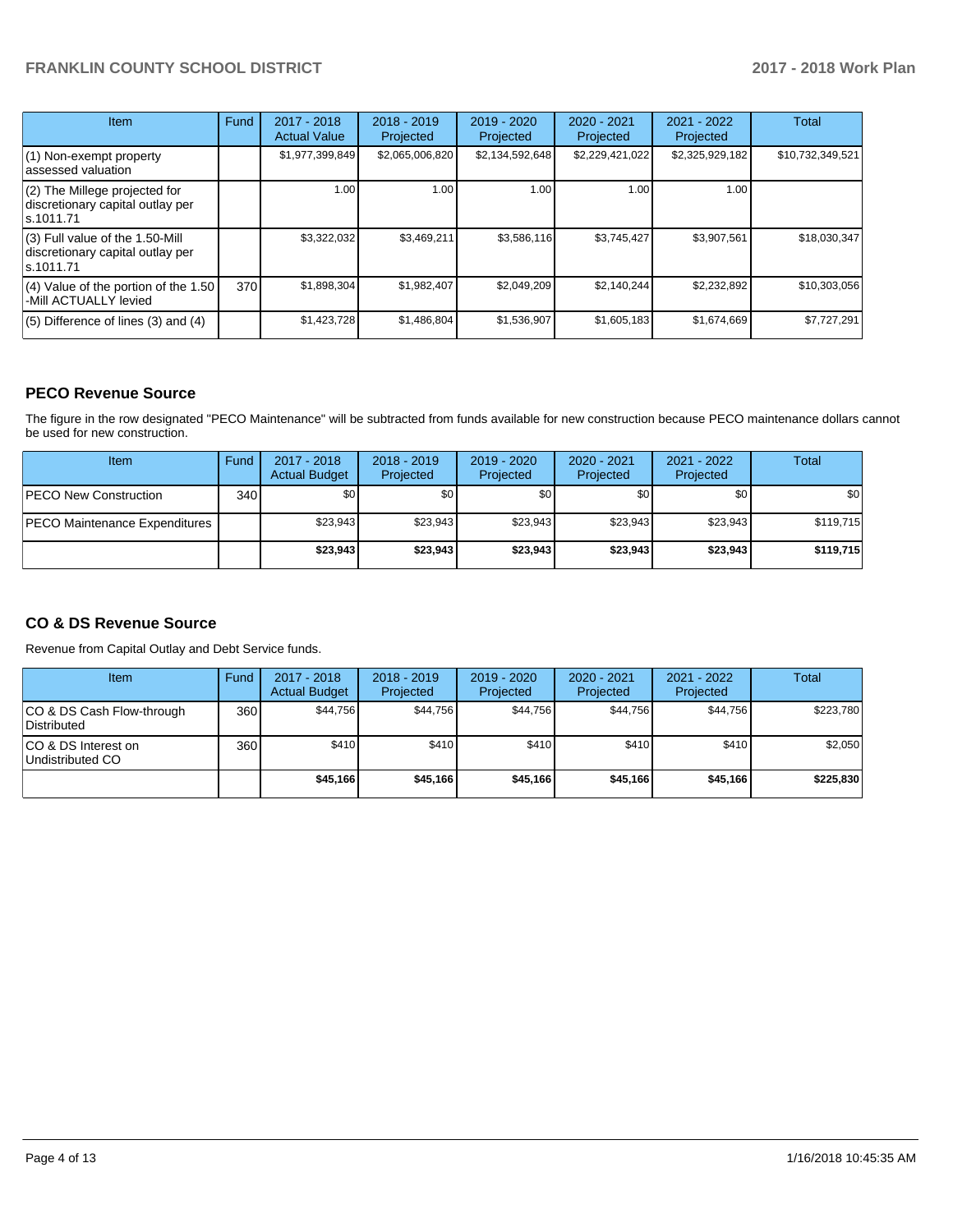| Item | Fund | 2017 - 2018 Actual Value | 2018 - 2019 Projected | 2019 - 2020 Projected | 2020 - 2021 Projected | 2021 - 2022 Projected | Total |
|---|---|---|---|---|---|---|---|
| (1) Non-exempt property assessed valuation | | $1,977,399,849 | $2,065,006,820 | $2,134,592,648 | $2,229,421,022 | $2,325,929,182 | $10,732,349,521 |
| (2) The Millege projected for discretionary capital outlay per s.1011.71 | | 1.00 | 1.00 | 1.00 | 1.00 | 1.00 | |
| (3) Full value of the 1.50-Mill discretionary capital outlay per s.1011.71 | | $3,322,032 | $3,469,211 | $3,586,116 | $3,745,427 | $3,907,561 | $18,030,347 |
| (4) Value of the portion of the 1.50 -Mill ACTUALLY levied | 370 | $1,898,304 | $1,982,407 | $2,049,209 | $2,140,244 | $2,232,892 | $10,303,056 |
| (5) Difference of lines (3) and (4) | | $1,423,728 | $1,486,804 | $1,536,907 | $1,605,183 | $1,674,669 | $7,727,291 |

## PECO Revenue Source

The figure in the row designated "PECO Maintenance" will be subtracted from funds available for new construction because PECO maintenance dollars cannot be used for new construction.

| Item | Fund | 2017 - 2018 Actual Budget | 2018 - 2019 Projected | 2019 - 2020 Projected | 2020 - 2021 Projected | 2021 - 2022 Projected | Total |
|---|---|---|---|---|---|---|---|
| PECO New Construction | 340 | $0 | $0 | $0 | $0 | $0 | $0 |
| PECO Maintenance Expenditures | | $23,943 | $23,943 | $23,943 | $23,943 | $23,943 | $119,715 |
| | | **$23,943** | **$23,943** | **$23,943** | **$23,943** | **$23,943** | **$119,715** |

## CO & DS Revenue Source

Revenue from Capital Outlay and Debt Service funds.

| Item | Fund | 2017 - 2018 Actual Budget | 2018 - 2019 Projected | 2019 - 2020 Projected | 2020 - 2021 Projected | 2021 - 2022 Projected | Total |
|---|---|---|---|---|---|---|---|
| CO & DS Cash Flow-through Distributed | 360 | $44,756 | $44,756 | $44,756 | $44,756 | $44,756 | $223,780 |
| CO & DS Interest on Undistributed CO | 360 | $410 | $410 | $410 | $410 | $410 | $2,050 |
| | | **$45,166** | **$45,166** | **$45,166** | **$45,166** | **$45,166** | **$225,830** |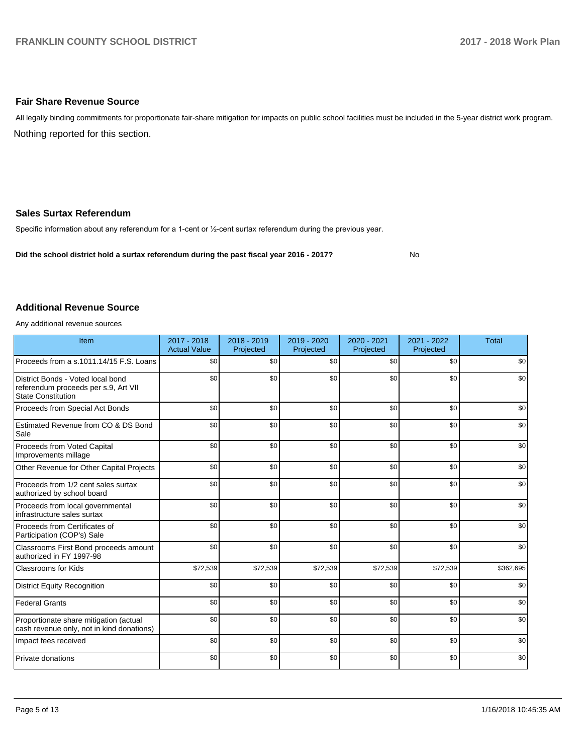## Fair Share Revenue Source

All legally binding commitments for proportionate fair-share mitigation for impacts on public school facilities must be included in the 5-year district work program.

Nothing reported for this section.

## Sales Surtax Referendum

Specific information about any referendum for a 1-cent or ½-cent surtax referendum during the previous year.

**Did the school district hold a surtax referendum during the past fiscal year 2016 - 2017?** No

## Additional Revenue Source

Any additional revenue sources

| Item | 2017 - 2018 Actual Value | 2018 - 2019 Projected | 2019 - 2020 Projected | 2020 - 2021 Projected | 2021 - 2022 Projected | Total |
|---|---|---|---|---|---|---|
| Proceeds from a s.1011.14/15 F.S. Loans | $0 | $0 | $0 | $0 | $0 | $0 |
| District Bonds - Voted local bond referendum proceeds per s.9, Art VII State Constitution | $0 | $0 | $0 | $0 | $0 | $0 |
| Proceeds from Special Act Bonds | $0 | $0 | $0 | $0 | $0 | $0 |
| Estimated Revenue from CO & DS Bond Sale | $0 | $0 | $0 | $0 | $0 | $0 |
| Proceeds from Voted Capital Improvements millage | $0 | $0 | $0 | $0 | $0 | $0 |
| Other Revenue for Other Capital Projects | $0 | $0 | $0 | $0 | $0 | $0 |
| Proceeds from 1/2 cent sales surtax authorized by school board | $0 | $0 | $0 | $0 | $0 | $0 |
| Proceeds from local governmental infrastructure sales surtax | $0 | $0 | $0 | $0 | $0 | $0 |
| Proceeds from Certificates of Participation (COP's) Sale | $0 | $0 | $0 | $0 | $0 | $0 |
| Classrooms First Bond proceeds amount authorized in FY 1997-98 | $0 | $0 | $0 | $0 | $0 | $0 |
| Classrooms for Kids | $72,539 | $72,539 | $72,539 | $72,539 | $72,539 | $362,695 |
| District Equity Recognition | $0 | $0 | $0 | $0 | $0 | $0 |
| Federal Grants | $0 | $0 | $0 | $0 | $0 | $0 |
| Proportionate share mitigation (actual cash revenue only, not in kind donations) | $0 | $0 | $0 | $0 | $0 | $0 |
| Impact fees received | $0 | $0 | $0 | $0 | $0 | $0 |
| Private donations | $0 | $0 | $0 | $0 | $0 | $0 |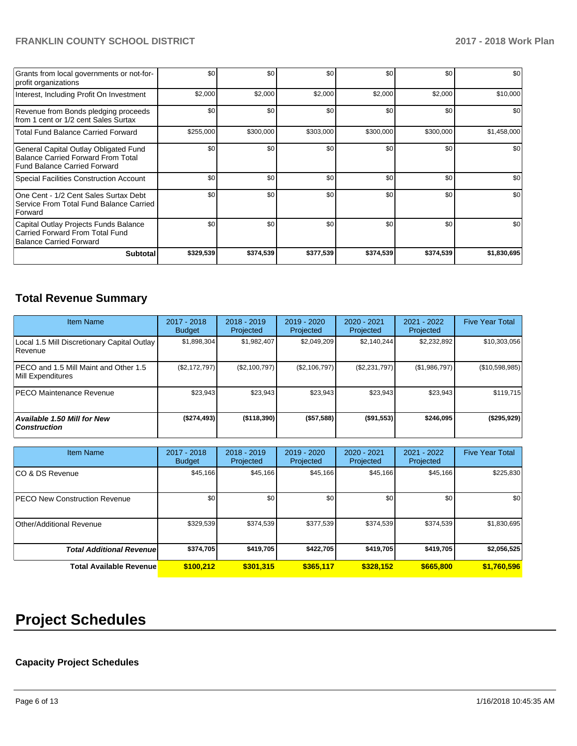| | | | | | | |
|---|---|---|---|---|---|---|
| Grants from local governments or not-for-profit organizations | $0 | $0 | $0 | $0 | $0 | $0 |
| Interest, Including Profit On Investment | $2,000 | $2,000 | $2,000 | $2,000 | $2,000 | $10,000 |
| Revenue from Bonds pledging proceeds from 1 cent or 1/2 cent Sales Surtax | $0 | $0 | $0 | $0 | $0 | $0 |
| Total Fund Balance Carried Forward | $255,000 | $300,000 | $303,000 | $300,000 | $300,000 | $1,458,000 |
| General Capital Outlay Obligated Fund Balance Carried Forward From Total Fund Balance Carried Forward | $0 | $0 | $0 | $0 | $0 | $0 |
| Special Facilities Construction Account | $0 | $0 | $0 | $0 | $0 | $0 |
| One Cent - 1/2 Cent Sales Surtax Debt Service From Total Fund Balance Carried Forward | $0 | $0 | $0 | $0 | $0 | $0 |
| Capital Outlay Projects Funds Balance Carried Forward From Total Fund Balance Carried Forward | $0 | $0 | $0 | $0 | $0 | $0 |
| **Subtotal** | **$329,539** | **$374,539** | **$377,539** | **$374,539** | **$374,539** | **$1,830,695** |

## Total Revenue Summary

| Item Name | 2017 - 2018 Budget | 2018 - 2019 Projected | 2019 - 2020 Projected | 2020 - 2021 Projected | 2021 - 2022 Projected | Five Year Total |
|---|---|---|---|---|---|---|
| Local 1.5 Mill Discretionary Capital Outlay Revenue | $1,898,304 | $1,982,407 | $2,049,209 | $2,140,244 | $2,232,892 | $10,303,056 |
| PECO and 1.5 Mill Maint and Other 1.5 Mill Expenditures | ($2,172,797) | ($2,100,797) | ($2,106,797) | ($2,231,797) | ($1,986,797) | ($10,598,985) |
| PECO Maintenance Revenue | $23,943 | $23,943 | $23,943 | $23,943 | $23,943 | $119,715 |
| ***Available 1.50 Mill for New Construction*** | **($274,493)** | **($118,390)** | **($57,588)** | **($91,553)** | **$246,095** | **($295,929)** |

| Item Name | 2017 - 2018 Budget | 2018 - 2019 Projected | 2019 - 2020 Projected | 2020 - 2021 Projected | 2021 - 2022 Projected | Five Year Total |
|---|---|---|---|---|---|---|
| CO & DS Revenue | $45,166 | $45,166 | $45,166 | $45,166 | $45,166 | $225,830 |
| PECO New Construction Revenue | $0 | $0 | $0 | $0 | $0 | $0 |
| Other/Additional Revenue | $329,539 | $374,539 | $377,539 | $374,539 | $374,539 | $1,830,695 |
| ***Total Additional Revenue*** | **$374,705** | **$419,705** | **$422,705** | **$419,705** | **$419,705** | **$2,056,525** |
| **Total Available Revenue** | **$100,212** | **$301,315** | **$365,117** | **$328,152** | **$665,800** | **$1,760,596** |

# Project Schedules

### Capacity Project Schedules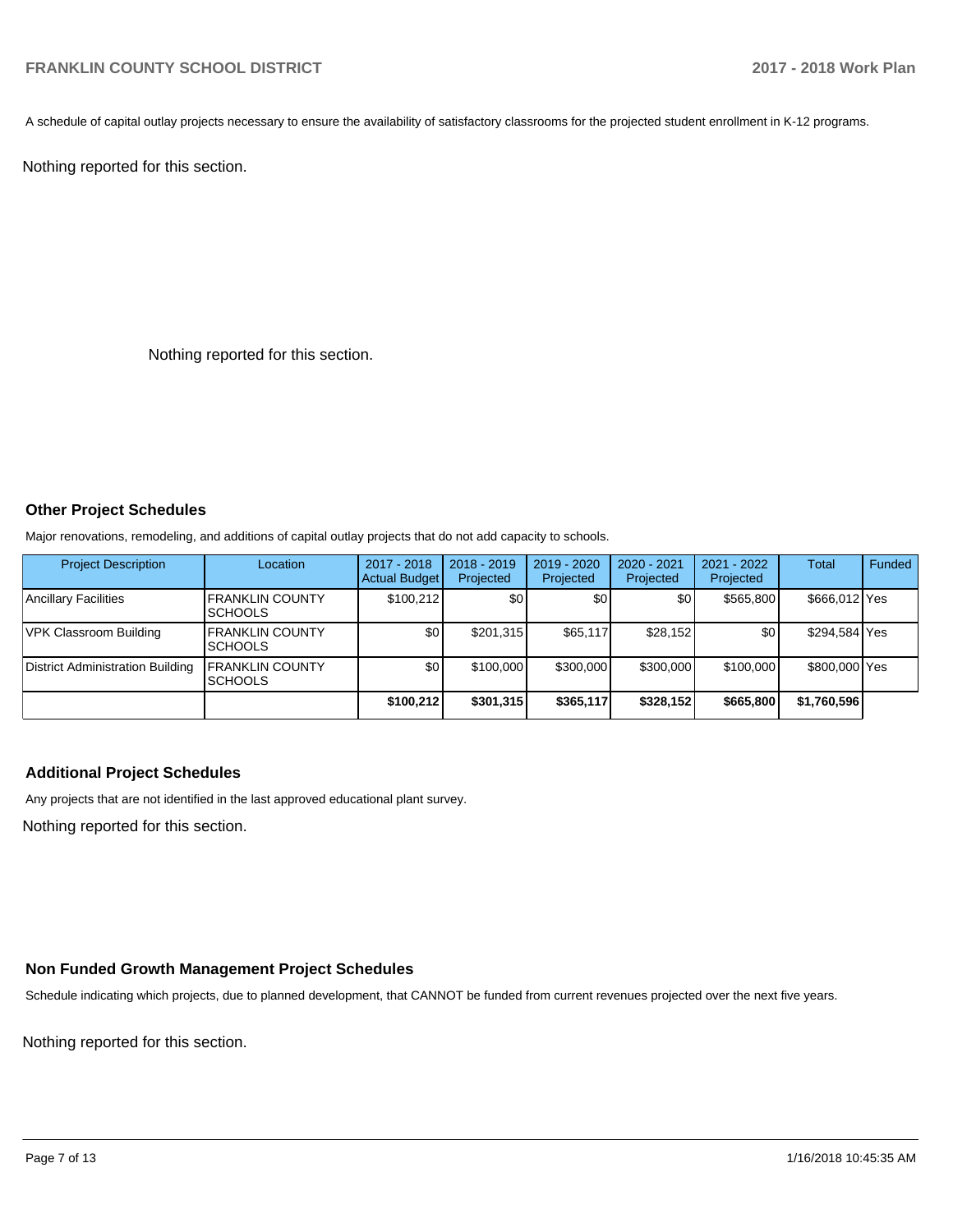A schedule of capital outlay projects necessary to ensure the availability of satisfactory classrooms for the projected student enrollment in K-12 programs.

Nothing reported for this section.

Nothing reported for this section.

### Other Project Schedules

Major renovations, remodeling, and additions of capital outlay projects that do not add capacity to schools.

| Project Description | Location | 2017 - 2018 Actual Budget | 2018 - 2019 Projected | 2019 - 2020 Projected | 2020 - 2021 Projected | 2021 - 2022 Projected | Total | Funded |
|---|---|---|---|---|---|---|---|---|
| Ancillary Facilities | FRANKLIN COUNTY SCHOOLS | $100,212 | $0 | $0 | $0 | $565,800 | $666,012 | Yes |
| VPK Classroom Building | FRANKLIN COUNTY SCHOOLS | $0 | $201,315 | $65,117 | $28,152 | $0 | $294,584 | Yes |
| District Administration Building | FRANKLIN COUNTY SCHOOLS | $0 | $100,000 | $300,000 | $300,000 | $100,000 | $800,000 | Yes |
| | | **$100,212** | **$301,315** | **$365,117** | **$328,152** | **$665,800** | **$1,760,596** | |

### Additional Project Schedules

Any projects that are not identified in the last approved educational plant survey.

Nothing reported for this section.

### Non Funded Growth Management Project Schedules

Schedule indicating which projects, due to planned development, that CANNOT be funded from current revenues projected over the next five years.

Nothing reported for this section.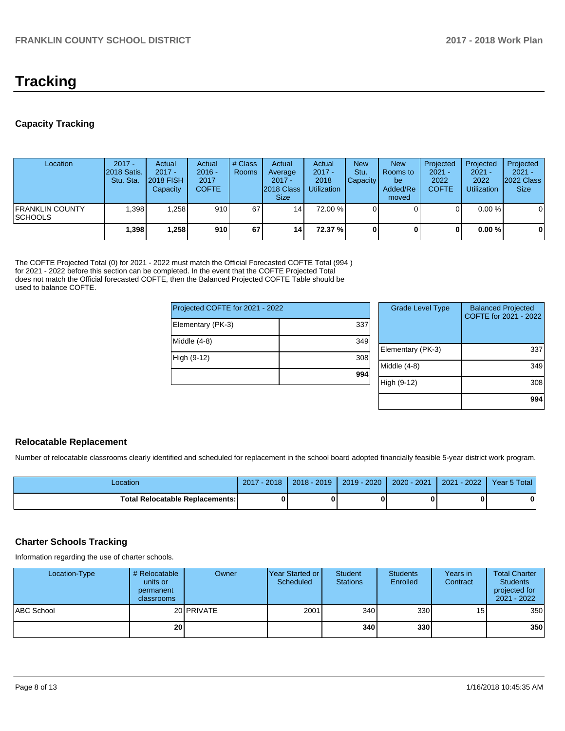# Tracking

## Capacity Tracking

| Location | 2017 - 2018 Satis. Stu. Sta. | Actual 2017 - 2018 FISH Capacity | Actual 2016 - 2017 COFTE | # Class Rooms | Actual Average 2017 - 2018 Class Size | Actual 2017 - 2018 Utilization | New Stu. Capacity | New Rooms to be Added/Removed | Projected 2021 - 2022 COFTE | Projected 2021 - 2022 Utilization | Projected 2021 - 2022 Class Size |
|---|---|---|---|---|---|---|---|---|---|---|---|
| FRANKLIN COUNTY SCHOOLS | 1,398 | 1,258 | 910 | 67 | 14 | 72.00 % | 0 | 0 | 0 | 0.00 % | 0 |
| | **1,398** | **1,258** | **910** | **67** | **14** | **72.37 %** | **0** | **0** | **0** | **0.00 %** | **0** |

The COFTE Projected Total (0) for 2021 - 2022 must match the Official Forecasted COFTE Total (994 ) for 2021 - 2022 before this section can be completed. In the event that the COFTE Projected Total does not match the Official forecasted COFTE, then the Balanced Projected COFTE Table should be used to balance COFTE.

| Projected COFTE for 2021 - 2022 | |
|---|---|
| Elementary (PK-3) | 337 |
| Middle (4-8) | 349 |
| High (9-12) | 308 |
| | **994** |

| Grade Level Type | Balanced Projected COFTE for 2021 - 2022 |
|---|---|
| Elementary (PK-3) | 337 |
| Middle (4-8) | 349 |
| High (9-12) | 308 |
| | **994** |

## Relocatable Replacement

Number of relocatable classrooms clearly identified and scheduled for replacement in the school board adopted financially feasible 5-year district work program.

| Location | 2017 - 2018 | 2018 - 2019 | 2019 - 2020 | 2020 - 2021 | 2021 - 2022 | Year 5 Total |
|---|---|---|---|---|---|---|
| **Total Relocatable Replacements:** | **0** | **0** | **0** | **0** | **0** | **0** |

## Charter Schools Tracking

Information regarding the use of charter schools.

| Location-Type | # Relocatable units or permanent classrooms | Owner | Year Started or Scheduled | Student Stations | Students Enrolled | Years in Contract | Total Charter Students projected for 2021 - 2022 |
|---|---|---|---|---|---|---|---|
| ABC School | 20 | PRIVATE | 2001 | 340 | 330 | 15 | 350 |
| | **20** | | | **340** | **330** | | **350** |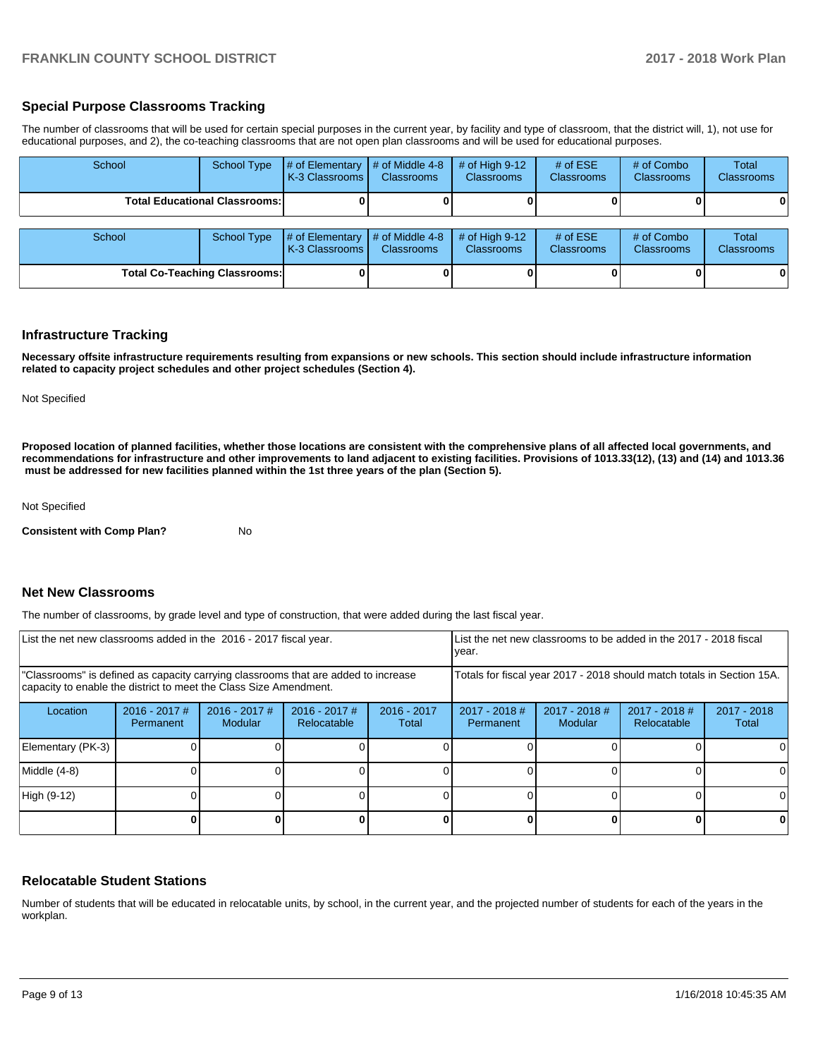## Special Purpose Classrooms Tracking

The number of classrooms that will be used for certain special purposes in the current year, by facility and type of classroom, that the district will, 1), not use for educational purposes, and 2), the co-teaching classrooms that are not open plan classrooms and will be used for educational purposes.

| School | School Type | # of Elementary K-3 Classrooms | # of Middle 4-8 Classrooms | # of High 9-12 Classrooms | # of ESE Classrooms | # of Combo Classrooms | Total Classrooms |
|---|---|---|---|---|---|---|---|
| **Total Educational Classrooms:** | | **0** | **0** | **0** | **0** | **0** | **0** |

| School | School Type | # of Elementary K-3 Classrooms | # of Middle 4-8 Classrooms | # of High 9-12 Classrooms | # of ESE Classrooms | # of Combo Classrooms | Total Classrooms |
|---|---|---|---|---|---|---|---|
| **Total Co-Teaching Classrooms:** | | **0** | **0** | **0** | **0** | **0** | **0** |

## Infrastructure Tracking

**Necessary offsite infrastructure requirements resulting from expansions or new schools. This section should include infrastructure information related to capacity project schedules and other project schedules (Section 4).**

Not Specified

**Proposed location of planned facilities, whether those locations are consistent with the comprehensive plans of all affected local governments, and recommendations for infrastructure and other improvements to land adjacent to existing facilities. Provisions of 1013.33(12), (13) and (14) and 1013.36 must be addressed for new facilities planned within the 1st three years of the plan (Section 5).**

Not Specified

**Consistent with Comp Plan?** No

## Net New Classrooms

The number of classrooms, by grade level and type of construction, that were added during the last fiscal year.

| List the net new classrooms added in the 2016 - 2017 fiscal year. | | | | | List the net new classrooms to be added in the 2017 - 2018 fiscal year. | | | |
|---|---|---|---|---|---|---|---|---|
| "Classrooms" is defined as capacity carrying classrooms that are added to increase capacity to enable the district to meet the Class Size Amendment. | | | | | Totals for fiscal year 2017 - 2018 should match totals in Section 15A. | | | |
| Location | 2016 - 2017 # Permanent | 2016 - 2017 # Modular | 2016 - 2017 # Relocatable | 2016 - 2017 Total | 2017 - 2018 # Permanent | 2017 - 2018 # Modular | 2017 - 2018 # Relocatable | 2017 - 2018 Total |
| Elementary (PK-3) | 0 | 0 | 0 | 0 | 0 | 0 | 0 | 0 |
| Middle (4-8) | 0 | 0 | 0 | 0 | 0 | 0 | 0 | 0 |
| High (9-12) | 0 | 0 | 0 | 0 | 0 | 0 | 0 | 0 |
| | **0** | **0** | **0** | **0** | **0** | **0** | **0** | **0** |

## Relocatable Student Stations

Number of students that will be educated in relocatable units, by school, in the current year, and the projected number of students for each of the years in the workplan.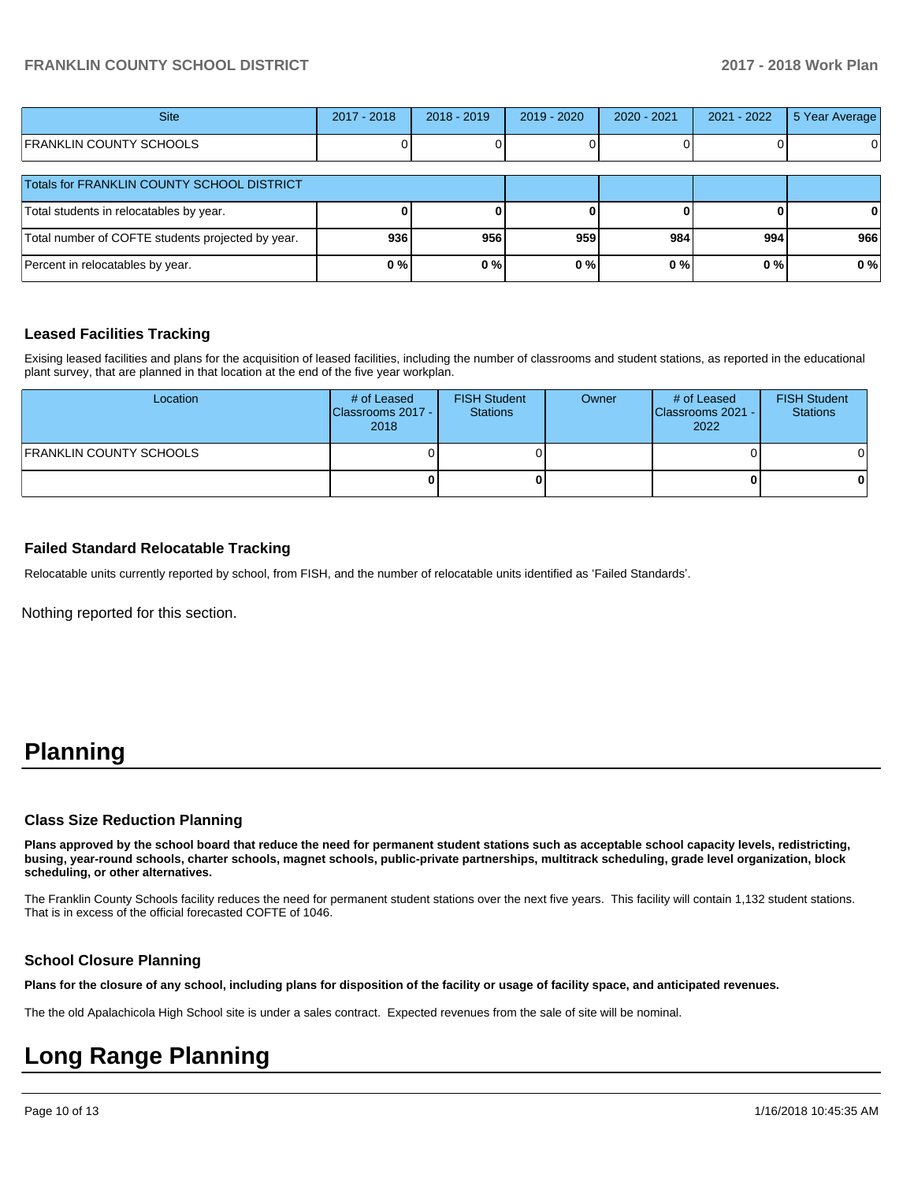| Site | 2017 - 2018 | 2018 - 2019 | 2019 - 2020 | 2020 - 2021 | 2021 - 2022 | 5 Year Average |
|---|---|---|---|---|---|---|
| FRANKLIN COUNTY SCHOOLS | 0 | 0 | 0 | 0 | 0 | 0 |

| Totals for FRANKLIN COUNTY SCHOOL DISTRICT | | | | | | |
|---|---|---|---|---|---|---|
| Total students in relocatables by year. | **0** | **0** | **0** | **0** | **0** | **0** |
| Total number of COFTE students projected by year. | **936** | **956** | **959** | **984** | **994** | **966** |
| Percent in relocatables by year. | **0 %** | **0 %** | **0 %** | **0 %** | **0 %** | **0 %** |

### Leased Facilities Tracking

Exising leased facilities and plans for the acquisition of leased facilities, including the number of classrooms and student stations, as reported in the educational plant survey, that are planned in that location at the end of the five year workplan.

| Location | # of Leased Classrooms 2017 - 2018 | FISH Student Stations | Owner | # of Leased Classrooms 2021 - 2022 | FISH Student Stations |
|---|---|---|---|---|---|
| FRANKLIN COUNTY SCHOOLS | 0 | 0 | | 0 | 0 |
| | **0** | **0** | | **0** | **0** |

### Failed Standard Relocatable Tracking

Relocatable units currently reported by school, from FISH, and the number of relocatable units identified as 'Failed Standards'.

Nothing reported for this section.

# Planning

### Class Size Reduction Planning

**Plans approved by the school board that reduce the need for permanent student stations such as acceptable school capacity levels, redistricting, busing, year-round schools, charter schools, magnet schools, public-private partnerships, multitrack scheduling, grade level organization, block scheduling, or other alternatives.**

The Franklin County Schools facility reduces the need for permanent student stations over the next five years. This facility will contain 1,132 student stations. That is in excess of the official forecasted COFTE of 1046.

### School Closure Planning

**Plans for the closure of any school, including plans for disposition of the facility or usage of facility space, and anticipated revenues.**

The the old Apalachicola High School site is under a sales contract. Expected revenues from the sale of site will be nominal.

# Long Range Planning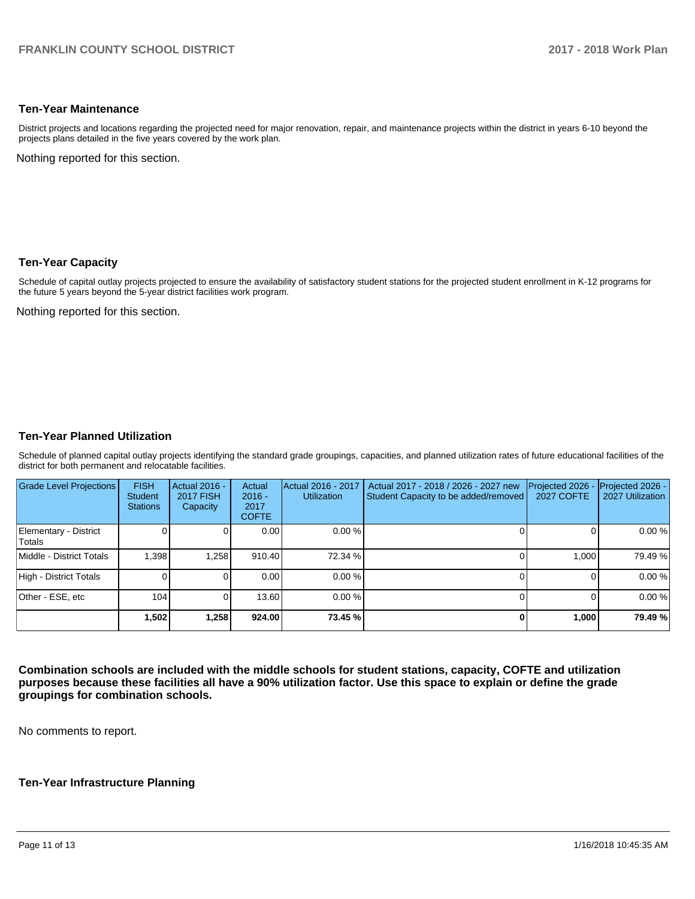## Ten-Year Maintenance

District projects and locations regarding the projected need for major renovation, repair, and maintenance projects within the district in years 6-10 beyond the projects plans detailed in the five years covered by the work plan.

Nothing reported for this section.

## Ten-Year Capacity

Schedule of capital outlay projects projected to ensure the availability of satisfactory student stations for the projected student enrollment in K-12 programs for the future 5 years beyond the 5-year district facilities work program.

Nothing reported for this section.

## Ten-Year Planned Utilization

Schedule of planned capital outlay projects identifying the standard grade groupings, capacities, and planned utilization rates of future educational facilities of the district for both permanent and relocatable facilities.

| Grade Level Projections | FISH Student Stations | Actual 2016 - 2017 FISH Capacity | Actual 2016 - 2017 COFTE | Actual 2016 - 2017 Utilization | Actual 2017 - 2018 / 2026 - 2027 new Student Capacity to be added/removed | Projected 2026 - 2027 COFTE | Projected 2026 - 2027 Utilization |
|---|---|---|---|---|---|---|---|
| Elementary - District Totals | 0 | 0 | 0.00 | 0.00 % | 0 | 0 | 0.00 % |
| Middle - District Totals | 1,398 | 1,258 | 910.40 | 72.34 % | 0 | 1,000 | 79.49 % |
| High - District Totals | 0 | 0 | 0.00 | 0.00 % | 0 | 0 | 0.00 % |
| Other - ESE, etc | 104 | 0 | 13.60 | 0.00 % | 0 | 0 | 0.00 % |
| | **1,502** | **1,258** | **924.00** | **73.45 %** | **0** | **1,000** | **79.49 %** |

**Combination schools are included with the middle schools for student stations, capacity, COFTE and utilization purposes because these facilities all have a 90% utilization factor. Use this space to explain or define the grade groupings for combination schools.**

No comments to report.

## Ten-Year Infrastructure Planning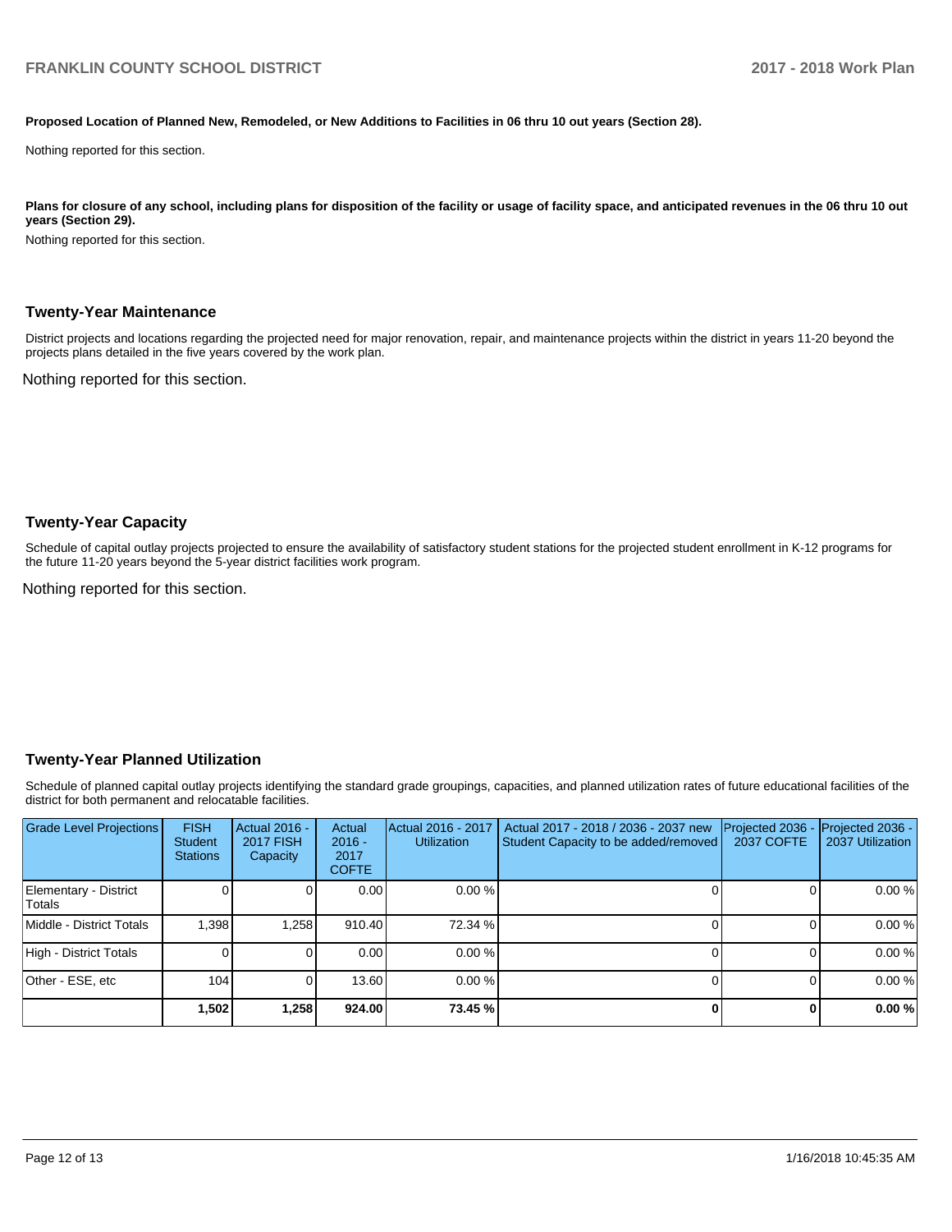**Proposed Location of Planned New, Remodeled, or New Additions to Facilities in 06 thru 10 out years (Section 28).**

Nothing reported for this section.

**Plans for closure of any school, including plans for disposition of the facility or usage of facility space, and anticipated revenues in the 06 thru 10 out years (Section 29).**

Nothing reported for this section.

## Twenty-Year Maintenance

District projects and locations regarding the projected need for major renovation, repair, and maintenance projects within the district in years 11-20 beyond the projects plans detailed in the five years covered by the work plan.

Nothing reported for this section.

## Twenty-Year Capacity

Schedule of capital outlay projects projected to ensure the availability of satisfactory student stations for the projected student enrollment in K-12 programs for the future 11-20 years beyond the 5-year district facilities work program.

Nothing reported for this section.

## Twenty-Year Planned Utilization

Schedule of planned capital outlay projects identifying the standard grade groupings, capacities, and planned utilization rates of future educational facilities of the district for both permanent and relocatable facilities.

| Grade Level Projections | FISH Student Stations | Actual 2016 - 2017 FISH Capacity | Actual 2016 - 2017 COFTE | Actual 2016 - 2017 Utilization | Actual 2017 - 2018 / 2036 - 2037 new Student Capacity to be added/removed | Projected 2036 - 2037 COFTE | Projected 2036 - 2037 Utilization |
|---|---|---|---|---|---|---|---|
| Elementary - District Totals | 0 | 0 | 0.00 | 0.00 % | 0 | 0 | 0.00 % |
| Middle - District Totals | 1,398 | 1,258 | 910.40 | 72.34 % | 0 | 0 | 0.00 % |
| High - District Totals | 0 | 0 | 0.00 | 0.00 % | 0 | 0 | 0.00 % |
| Other - ESE, etc | 104 | 0 | 13.60 | 0.00 % | 0 | 0 | 0.00 % |
| | **1,502** | **1,258** | **924.00** | **73.45 %** | **0** | **0** | **0.00 %** |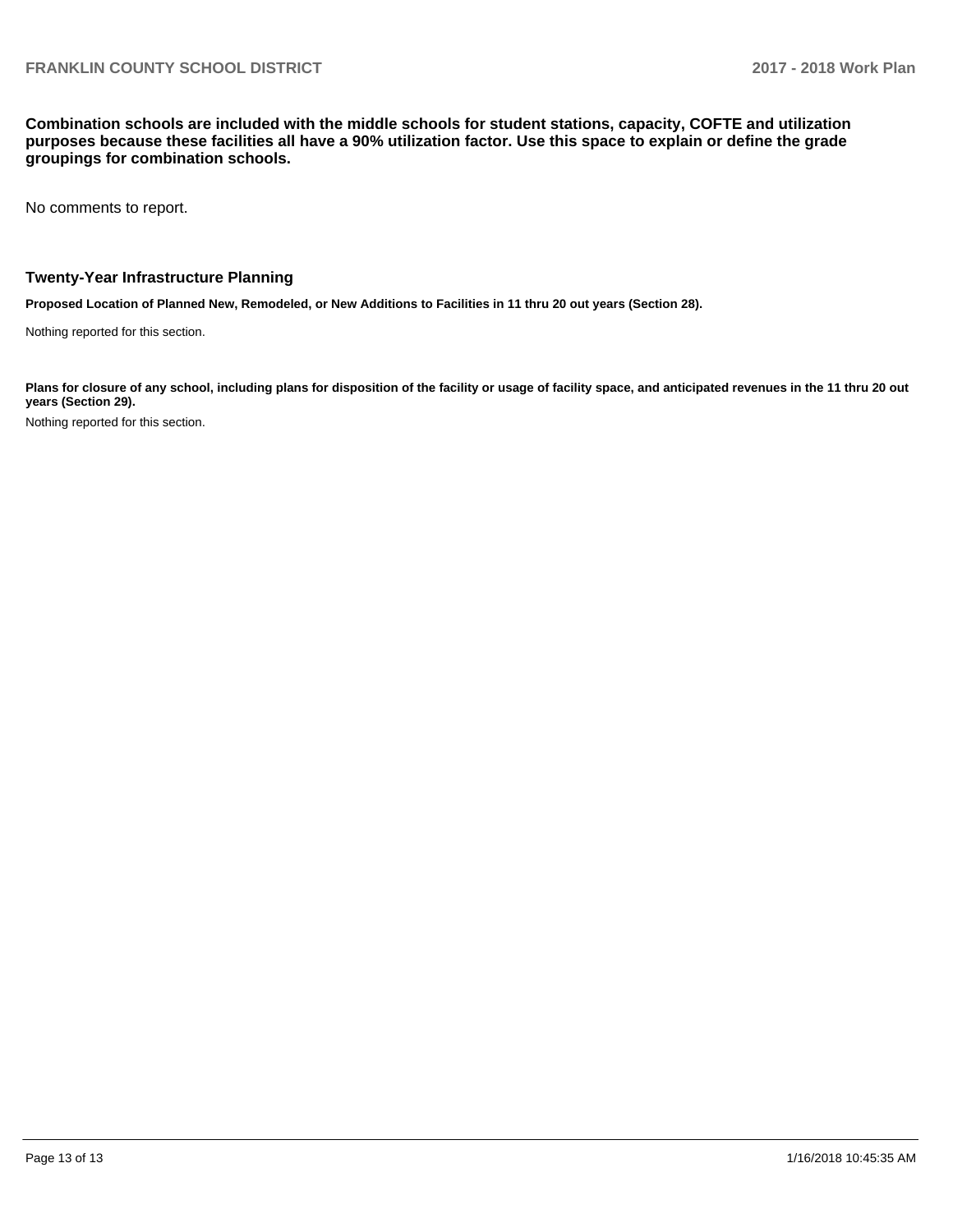**Combination schools are included with the middle schools for student stations, capacity, COFTE and utilization purposes because these facilities all have a 90% utilization factor. Use this space to explain or define the grade groupings for combination schools.**

No comments to report.

## Twenty-Year Infrastructure Planning

**Proposed Location of Planned New, Remodeled, or New Additions to Facilities in 11 thru 20 out years (Section 28).**

Nothing reported for this section.

**Plans for closure of any school, including plans for disposition of the facility or usage of facility space, and anticipated revenues in the 11 thru 20 out years (Section 29).**

Nothing reported for this section.